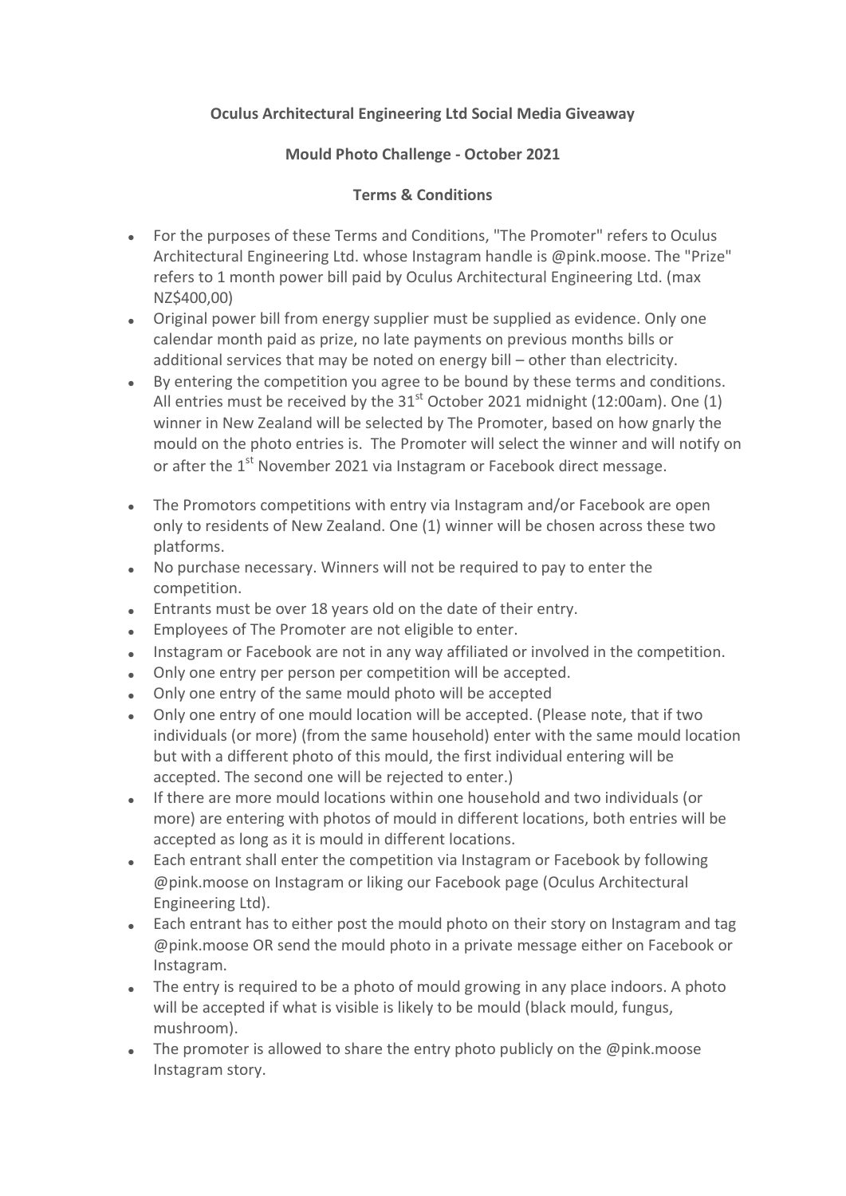**Oculus Architectural Engineering Ltd Social Media Giveaway**

**Mould Photo Challenge - October 2021**

**Terms & Conditions**

- For the purposes of these Terms and Conditions, "The Promoter" refers to Oculus Architectural Engineering Ltd. whose Instagram handle is @pink.moose. The "Prize" refers to 1 month power bill paid by Oculus Architectural Engineering Ltd. (max NZ$400,00)
- Original power bill from energy supplier must be supplied as evidence. Only one calendar month paid as prize, no late payments on previous months bills or additional services that may be noted on energy bill – other than electricity.
- By entering the competition you agree to be bound by these terms and conditions. All entries must be received by the 31st October 2021 midnight (12:00am). One (1) winner in New Zealand will be selected by The Promoter, based on how gnarly the mould on the photo entries is. The Promoter will select the winner and will notify on or after the 1st November 2021 via Instagram or Facebook direct message.
- The Promotors competitions with entry via Instagram and/or Facebook are open only to residents of New Zealand. One (1) winner will be chosen across these two platforms.
- No purchase necessary. Winners will not be required to pay to enter the competition.
- Entrants must be over 18 years old on the date of their entry.
- Employees of The Promoter are not eligible to enter.
- Instagram or Facebook are not in any way affiliated or involved in the competition.
- Only one entry per person per competition will be accepted.
- Only one entry of the same mould photo will be accepted
- Only one entry of one mould location will be accepted. (Please note, that if two individuals (or more) (from the same household) enter with the same mould location but with a different photo of this mould, the first individual entering will be accepted. The second one will be rejected to enter.)
- If there are more mould locations within one household and two individuals (or more) are entering with photos of mould in different locations, both entries will be accepted as long as it is mould in different locations.
- Each entrant shall enter the competition via Instagram or Facebook by following @pink.moose on Instagram or liking our Facebook page (Oculus Architectural Engineering Ltd).
- Each entrant has to either post the mould photo on their story on Instagram and tag @pink.moose OR send the mould photo in a private message either on Facebook or Instagram.
- The entry is required to be a photo of mould growing in any place indoors. A photo will be accepted if what is visible is likely to be mould (black mould, fungus, mushroom).
- The promoter is allowed to share the entry photo publicly on the @pink.moose Instagram story.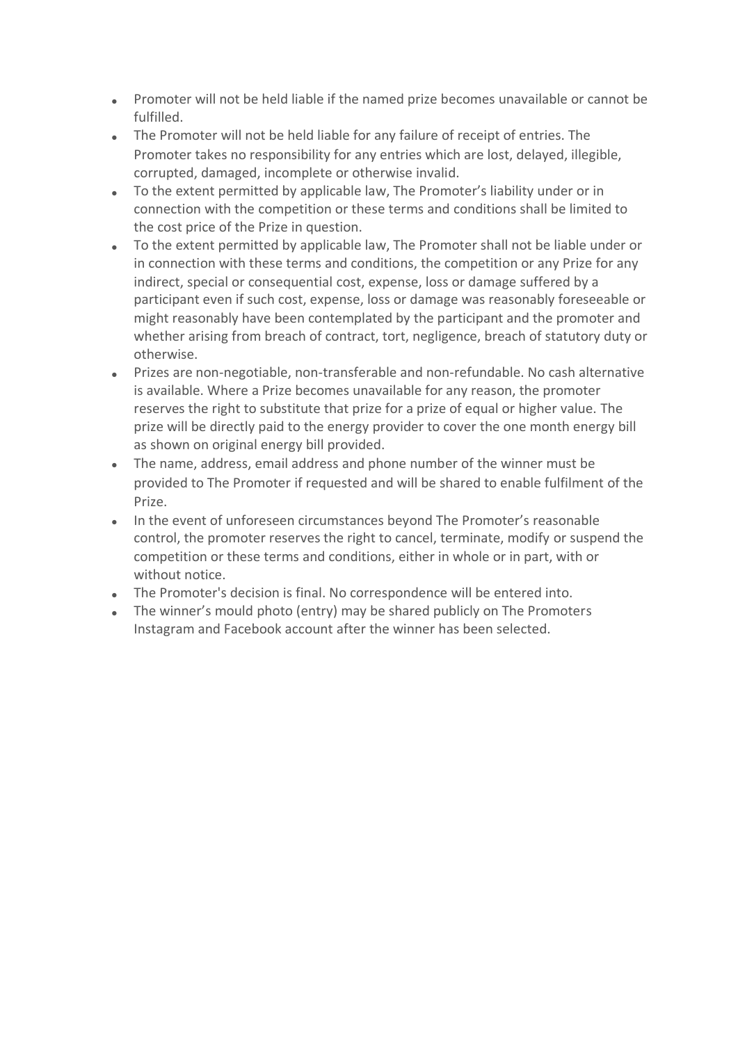- Promoter will not be held liable if the named prize becomes unavailable or cannot be fulfilled.
- The Promoter will not be held liable for any failure of receipt of entries. The Promoter takes no responsibility for any entries which are lost, delayed, illegible, corrupted, damaged, incomplete or otherwise invalid.
- To the extent permitted by applicable law, The Promoter's liability under or in connection with the competition or these terms and conditions shall be limited to the cost price of the Prize in question.
- To the extent permitted by applicable law, The Promoter shall not be liable under or in connection with these terms and conditions, the competition or any Prize for any indirect, special or consequential cost, expense, loss or damage suffered by a participant even if such cost, expense, loss or damage was reasonably foreseeable or might reasonably have been contemplated by the participant and the promoter and whether arising from breach of contract, tort, negligence, breach of statutory duty or otherwise.
- Prizes are non-negotiable, non-transferable and non-refundable. No cash alternative is available. Where a Prize becomes unavailable for any reason, the promoter reserves the right to substitute that prize for a prize of equal or higher value. The prize will be directly paid to the energy provider to cover the one month energy bill as shown on original energy bill provided.
- The name, address, email address and phone number of the winner must be provided to The Promoter if requested and will be shared to enable fulfilment of the Prize.
- In the event of unforeseen circumstances beyond The Promoter's reasonable control, the promoter reserves the right to cancel, terminate, modify or suspend the competition or these terms and conditions, either in whole or in part, with or without notice.
- The Promoter's decision is final. No correspondence will be entered into.
- The winner's mould photo (entry) may be shared publicly on The Promoters Instagram and Facebook account after the winner has been selected.